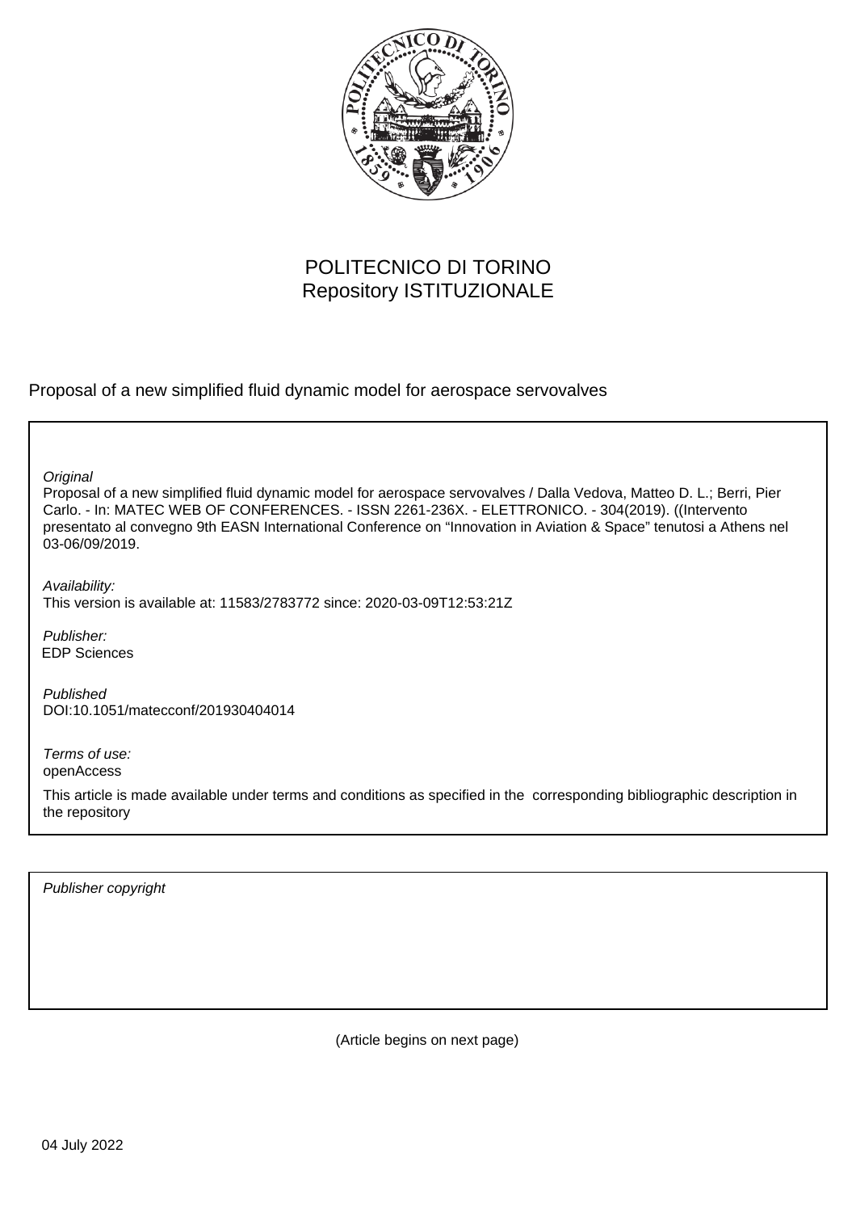POLITECNICO DI TORINO
Repository ISTITUZIONALE

Proposal of a new simplified fluid dynamic model for aerospace servovalves

*Original*
Proposal of a new simplified fluid dynamic model for aerospace servovalves / Dalla Vedova, Matteo D. L.; Berri, Pier Carlo. - In: MATEC WEB OF CONFERENCES. - ISSN 2261-236X. - ELETTRONICO. - 304(2019). ((Intervento presentato al convegno 9th EASN International Conference on "Innovation in Aviation & Space" tenutosi a Athens nel 03-06/09/2019.

*Availability:*
This version is available at: 11583/2783772 since: 2020-03-09T12:53:21Z

*Publisher:*
EDP Sciences

*Published*
DOI:10.1051/matecconf/201930404014

*Terms of use:*
openAccess

This article is made available under terms and conditions as specified in the corresponding bibliographic description in the repository

*Publisher copyright*

(Article begins on next page)

04 July 2022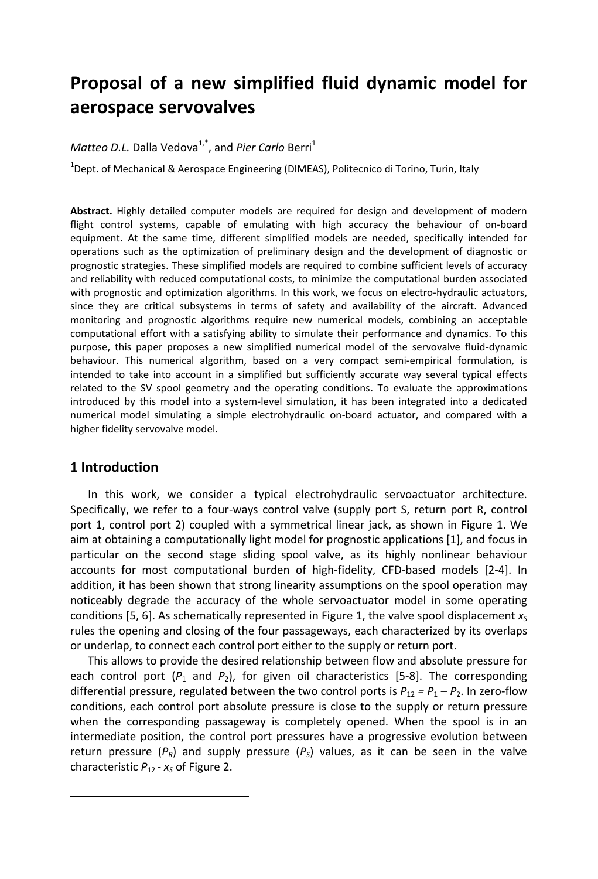# Proposal of a new simplified fluid dynamic model for aerospace servovalves

*Matteo D.L.* Dalla Vedova[1,*], and *Pier Carlo* Berri[1]

[1]Dept. of Mechanical & Aerospace Engineering (DIMEAS), Politecnico di Torino, Turin, Italy

**Abstract.** Highly detailed computer models are required for design and development of modern flight control systems, capable of emulating with high accuracy the behaviour of on-board equipment. At the same time, different simplified models are needed, specifically intended for operations such as the optimization of preliminary design and the development of diagnostic or prognostic strategies. These simplified models are required to combine sufficient levels of accuracy and reliability with reduced computational costs, to minimize the computational burden associated with prognostic and optimization algorithms. In this work, we focus on electro-hydraulic actuators, since they are critical subsystems in terms of safety and availability of the aircraft. Advanced monitoring and prognostic algorithms require new numerical models, combining an acceptable computational effort with a satisfying ability to simulate their performance and dynamics. To this purpose, this paper proposes a new simplified numerical model of the servovalve fluid-dynamic behaviour. This numerical algorithm, based on a very compact semi-empirical formulation, is intended to take into account in a simplified but sufficiently accurate way several typical effects related to the SV spool geometry and the operating conditions. To evaluate the approximations introduced by this model into a system-level simulation, it has been integrated into a dedicated numerical model simulating a simple electrohydraulic on-board actuator, and compared with a higher fidelity servovalve model.

## 1 Introduction

In this work, we consider a typical electrohydraulic servoactuator architecture. Specifically, we refer to a four-ways control valve (supply port S, return port R, control port 1, control port 2) coupled with a symmetrical linear jack, as shown in Figure 1. We aim at obtaining a computationally light model for prognostic applications [1], and focus in particular on the second stage sliding spool valve, as its highly nonlinear behaviour accounts for most computational burden of high-fidelity, CFD-based models [2-4]. In addition, it has been shown that strong linearity assumptions on the spool operation may noticeably degrade the accuracy of the whole servoactuator model in some operating conditions [5, 6]. As schematically represented in Figure 1, the valve spool displacement $x_S$ rules the opening and closing of the four passageways, each characterized by its overlaps or underlap, to connect each control port either to the supply or return port.

This allows to provide the desired relationship between flow and absolute pressure for each control port ($P_1$ and $P_2$), for given oil characteristics [5-8]. The corresponding differential pressure, regulated between the two control ports is $P_{12} = P_1 - P_2$. In zero-flow conditions, each control port absolute pressure is close to the supply or return pressure when the corresponding passageway is completely opened. When the spool is in an intermediate position, the control port pressures have a progressive evolution between return pressure ($P_R$) and supply pressure ($P_S$) values, as it can be seen in the valve characteristic $P_{12}$ - $x_S$ of Figure 2.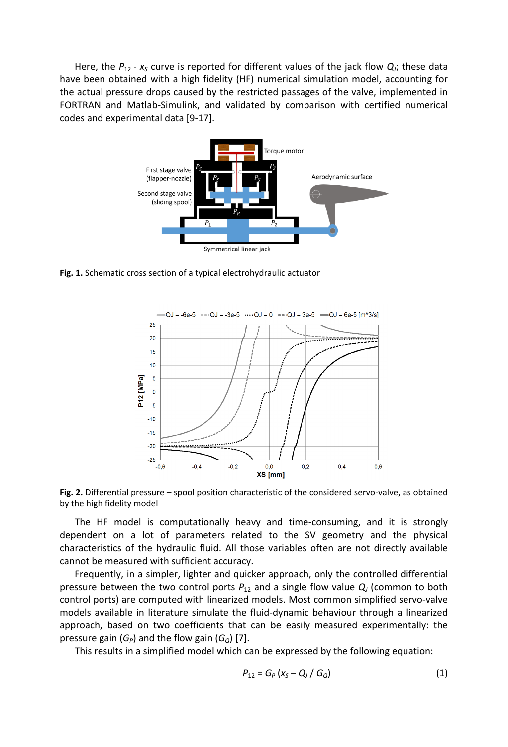Here, the $P_{12}$ - $x_S$ curve is reported for different values of the jack flow $Q_J$; these data have been obtained with a high fidelity (HF) numerical simulation model, accounting for the actual pressure drops caused by the restricted passages of the valve, implemented in FORTRAN and Matlab-Simulink, and validated by comparison with certified numerical codes and experimental data [9-17].

**Fig. 1.** Schematic cross section of a typical electrohydraulic actuator

**Fig. 2.** Differential pressure – spool position characteristic of the considered servo-valve, as obtained by the high fidelity model

The HF model is computationally heavy and time-consuming, and it is strongly dependent on a lot of parameters related to the SV geometry and the physical characteristics of the hydraulic fluid. All those variables often are not directly available cannot be measured with sufficient accuracy.

Frequently, in a simpler, lighter and quicker approach, only the controlled differential pressure between the two control ports $P_{12}$ and a single flow value $Q_J$ (common to both control ports) are computed with linearized models. Most common simplified servo-valve models available in literature simulate the fluid-dynamic behaviour through a linearized approach, based on two coefficients that can be easily measured experimentally: the pressure gain ($G_P$) and the flow gain ($G_Q$) [7].

This results in a simplified model which can be expressed by the following equation:

$$P_{12} = G_P \left(x_S - Q_J / G_Q\right) \quad (1)$$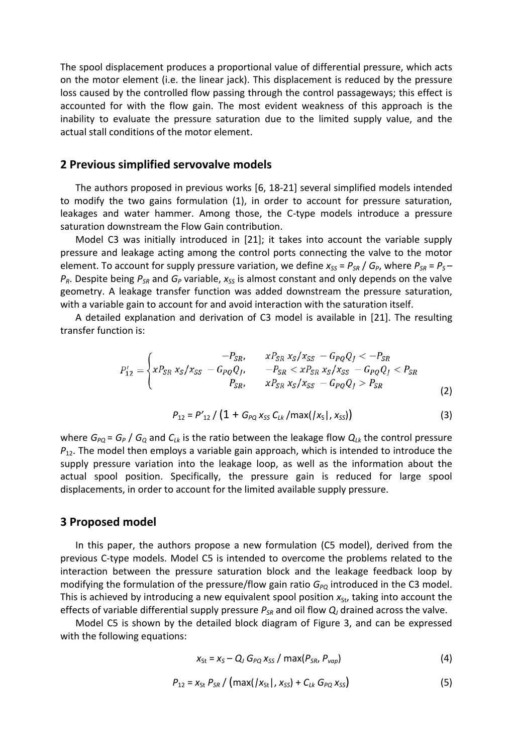The spool displacement produces a proportional value of differential pressure, which acts on the motor element (i.e. the linear jack). This displacement is reduced by the pressure loss caused by the controlled flow passing through the control passageways; this effect is accounted for with the flow gain. The most evident weakness of this approach is the inability to evaluate the pressure saturation due to the limited supply value, and the actual stall conditions of the motor element.

## 2 Previous simplified servovalve models

The authors proposed in previous works [6, 18-21] several simplified models intended to modify the two gains formulation (1), in order to account for pressure saturation, leakages and water hammer. Among those, the C-type models introduce a pressure saturation downstream the Flow Gain contribution.

Model C3 was initially introduced in [21]; it takes into account the variable supply pressure and leakage acting among the control ports connecting the valve to the motor element. To account for supply pressure variation, we define $x_{SS} = P_{SR} / G_P$, where $P_{SR} = P_S - P_R$. Despite being $P_{SR}$ and $G_P$ variable, $x_{SS}$ is almost constant and only depends on the valve geometry. A leakage transfer function was added downstream the pressure saturation, with a variable gain to account for and avoid interaction with the saturation itself.

A detailed explanation and derivation of C3 model is available in [21]. The resulting transfer function is:

$$P'_{12} = \begin{cases} -P_{SR}, & xP_{SR}\, x_S/x_{SS} - G_{PQ}Q_J < -P_{SR} \\ xP_{SR}\, x_S/x_{SS} - G_{PQ}Q_J, & -P_{SR} < xP_{SR}\, x_S/x_{SS} - G_{PQ}Q_J < P_{SR} \\ P_{SR}, & xP_{SR}\, x_S/x_{SS} - G_{PQ}Q_J > P_{SR} \end{cases} \tag{2}$$

$$P_{12} = P'_{12} \,/\, \left(1 + G_{PQ}\, x_{SS}\, C_{Lk} / \max(|x_S|, x_{SS})\right) \tag{3}$$

where $G_{PQ} = G_P / G_Q$ and $C_{Lk}$ is the ratio between the leakage flow $Q_{Lk}$ the control pressure $P_{12}$. The model then employs a variable gain approach, which is intended to introduce the supply pressure variation into the leakage loop, as well as the information about the actual spool position. Specifically, the pressure gain is reduced for large spool displacements, in order to account for the limited available supply pressure.

## 3 Proposed model

In this paper, the authors propose a new formulation (C5 model), derived from the previous C-type models. Model C5 is intended to overcome the problems related to the interaction between the pressure saturation block and the leakage feedback loop by modifying the formulation of the pressure/flow gain ratio $G_{PQ}$ introduced in the C3 model. This is achieved by introducing a new equivalent spool position $x_{St}$, taking into account the effects of variable differential supply pressure $P_{SR}$ and oil flow $Q_J$ drained across the valve.

Model C5 is shown by the detailed block diagram of Figure 3, and can be expressed with the following equations:

$$x_{St} = x_S - Q_J\, G_{PQ}\, x_{SS} / \max(P_{SR}, P_{vap}) \tag{4}$$

$$P_{12} = x_{St}\, P_{SR} \,/\, \left(\max(|x_{St}|, x_{SS}) + C_{Lk}\, G_{PQ}\, x_{SS}\right) \tag{5}$$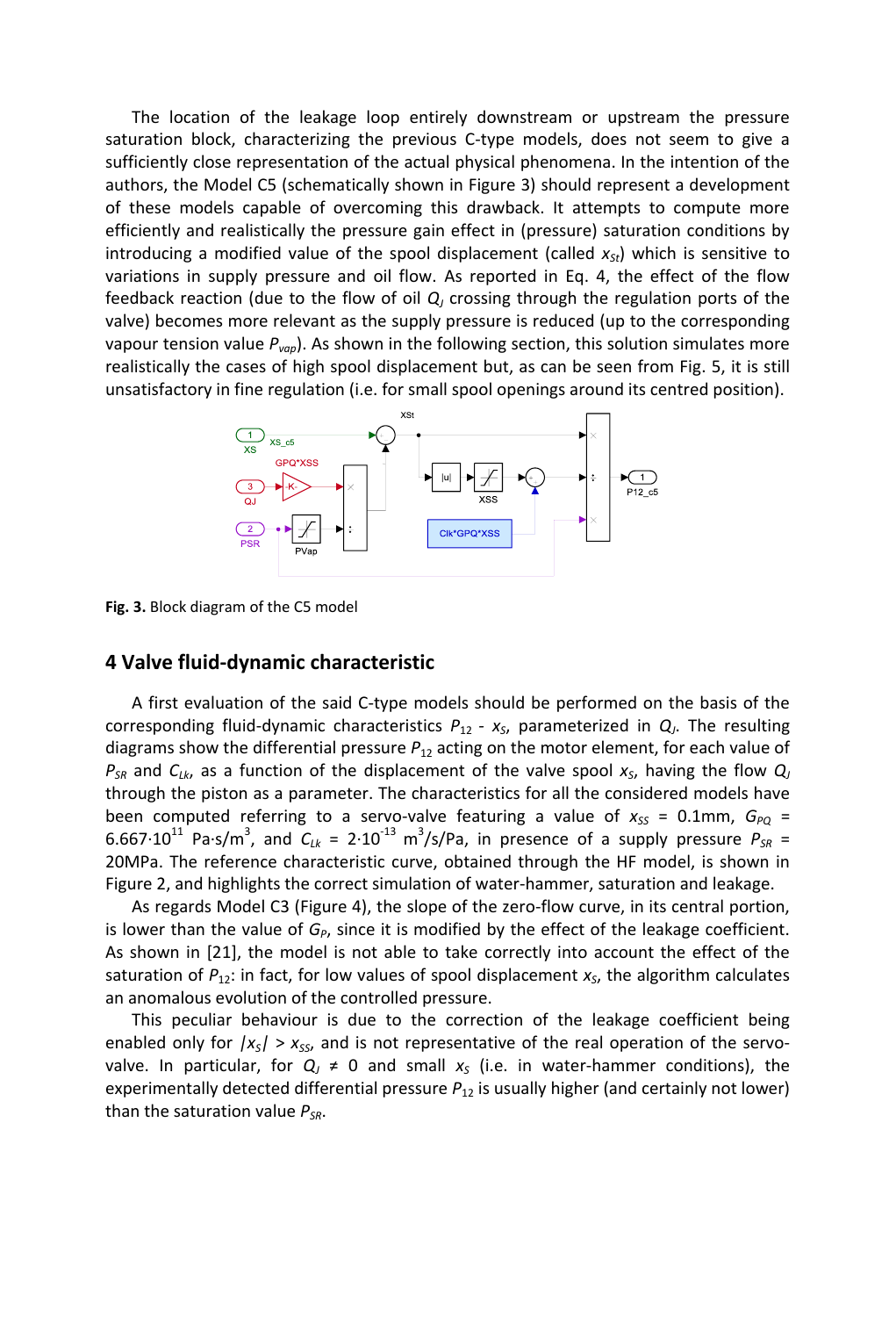The location of the leakage loop entirely downstream or upstream the pressure saturation block, characterizing the previous C-type models, does not seem to give a sufficiently close representation of the actual physical phenomena. In the intention of the authors, the Model C5 (schematically shown in Figure 3) should represent a development of these models capable of overcoming this drawback. It attempts to compute more efficiently and realistically the pressure gain effect in (pressure) saturation conditions by introducing a modified value of the spool displacement (called $x_{St}$) which is sensitive to variations in supply pressure and oil flow. As reported in Eq. 4, the effect of the flow feedback reaction (due to the flow of oil $Q_J$ crossing through the regulation ports of the valve) becomes more relevant as the supply pressure is reduced (up to the corresponding vapour tension value $P_{vap}$). As shown in the following section, this solution simulates more realistically the cases of high spool displacement but, as can be seen from Fig. 5, it is still unsatisfactory in fine regulation (i.e. for small spool openings around its centred position).

**Fig. 3.** Block diagram of the C5 model

## 4 Valve fluid-dynamic characteristic

A first evaluation of the said C-type models should be performed on the basis of the corresponding fluid-dynamic characteristics $P_{12}$ - $x_S$, parameterized in $Q_J$. The resulting diagrams show the differential pressure $P_{12}$ acting on the motor element, for each value of $P_{SR}$ and $C_{Lk}$, as a function of the displacement of the valve spool $x_S$, having the flow $Q_J$ through the piston as a parameter. The characteristics for all the considered models have been computed referring to a servo-valve featuring a value of $x_{SS}$ = 0.1mm, $G_{PQ}$ = $6.667 \cdot 10^{11}$ Pa·s/m$^3$, and $C_{Lk}$ = $2 \cdot 10^{-13}$ m$^3$/s/Pa, in presence of a supply pressure $P_{SR}$ = 20MPa. The reference characteristic curve, obtained through the HF model, is shown in Figure 2, and highlights the correct simulation of water-hammer, saturation and leakage.

As regards Model C3 (Figure 4), the slope of the zero-flow curve, in its central portion, is lower than the value of $G_P$, since it is modified by the effect of the leakage coefficient. As shown in [21], the model is not able to take correctly into account the effect of the saturation of $P_{12}$: in fact, for low values of spool displacement $x_S$, the algorithm calculates an anomalous evolution of the controlled pressure.

This peculiar behaviour is due to the correction of the leakage coefficient being enabled only for $|x_S| > x_{SS}$, and is not representative of the real operation of the servo-valve. In particular, for $Q_J \neq 0$ and small $x_S$ (i.e. in water-hammer conditions), the experimentally detected differential pressure $P_{12}$ is usually higher (and certainly not lower) than the saturation value $P_{SR}$.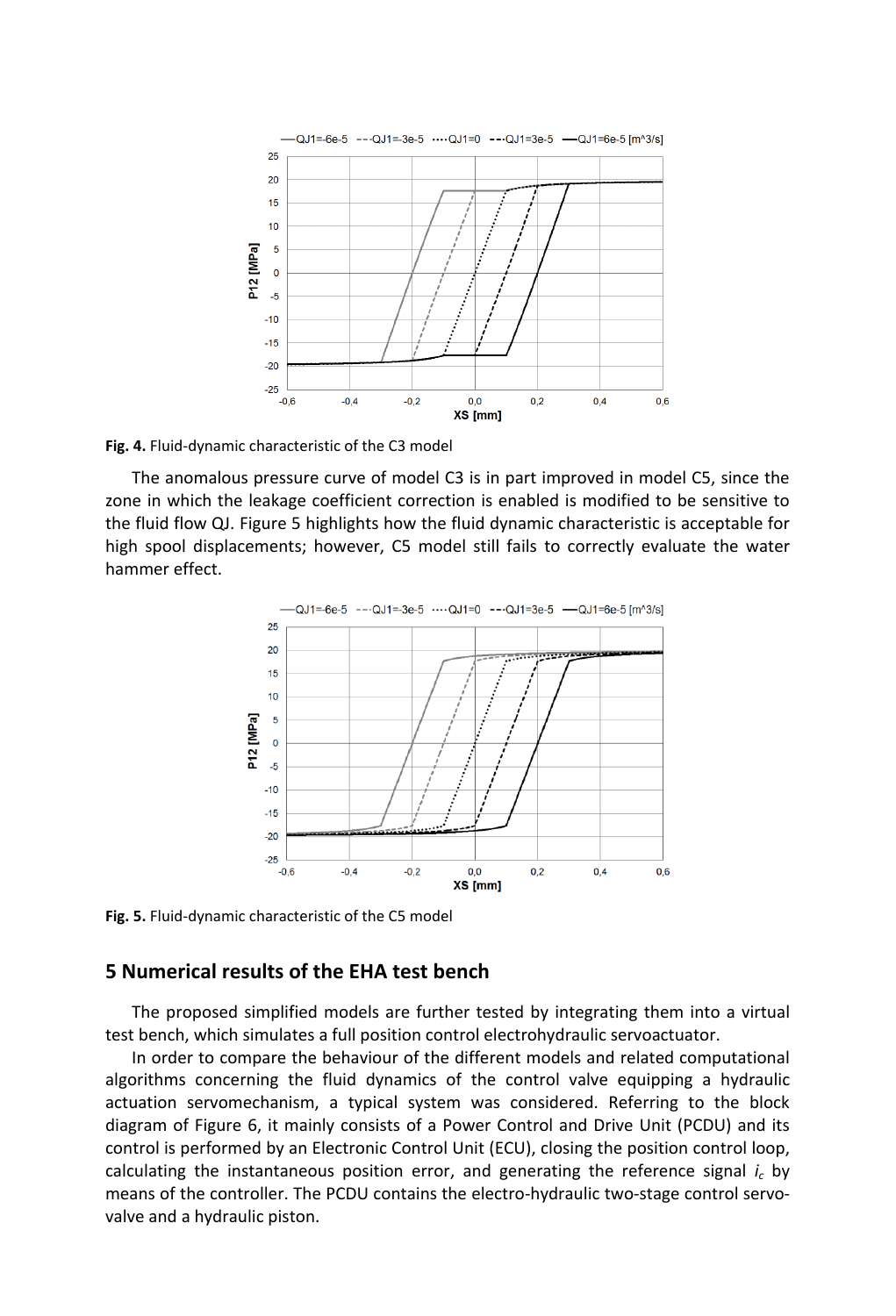**Fig. 4.** Fluid-dynamic characteristic of the C3 model

The anomalous pressure curve of model C3 is in part improved in model C5, since the zone in which the leakage coefficient correction is enabled is modified to be sensitive to the fluid flow QJ. Figure 5 highlights how the fluid dynamic characteristic is acceptable for high spool displacements; however, C5 model still fails to correctly evaluate the water hammer effect.

**Fig. 5.** Fluid-dynamic characteristic of the C5 model

## 5 Numerical results of the EHA test bench

The proposed simplified models are further tested by integrating them into a virtual test bench, which simulates a full position control electrohydraulic servoactuator.

In order to compare the behaviour of the different models and related computational algorithms concerning the fluid dynamics of the control valve equipping a hydraulic actuation servomechanism, a typical system was considered. Referring to the block diagram of Figure 6, it mainly consists of a Power Control and Drive Unit (PCDU) and its control is performed by an Electronic Control Unit (ECU), closing the position control loop, calculating the instantaneous position error, and generating the reference signal $i_c$ by means of the controller. The PCDU contains the electro-hydraulic two-stage control servo-valve and a hydraulic piston.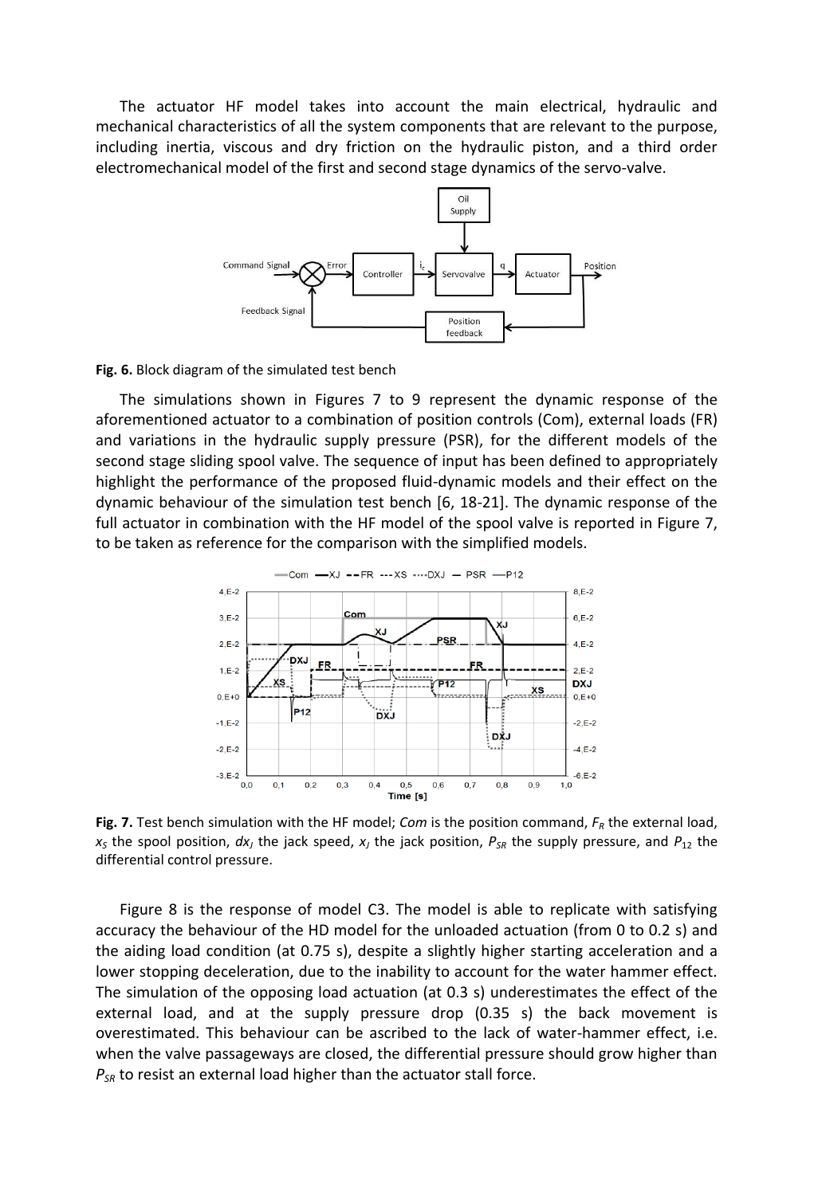The actuator HF model takes into account the main electrical, hydraulic and mechanical characteristics of all the system components that are relevant to the purpose, including inertia, viscous and dry friction on the hydraulic piston, and a third order electromechanical model of the first and second stage dynamics of the servo-valve.

**Fig. 6.** Block diagram of the simulated test bench

The simulations shown in Figures 7 to 9 represent the dynamic response of the aforementioned actuator to a combination of position controls (Com), external loads (FR) and variations in the hydraulic supply pressure (PSR), for the different models of the second stage sliding spool valve. The sequence of input has been defined to appropriately highlight the performance of the proposed fluid-dynamic models and their effect on the dynamic behaviour of the simulation test bench [6, 18-21]. The dynamic response of the full actuator in combination with the HF model of the spool valve is reported in Figure 7, to be taken as reference for the comparison with the simplified models.

**Fig. 7.** Test bench simulation with the HF model; *Com* is the position command, $F_R$ the external load, $x_S$ the spool position, $dx_J$ the jack speed, $x_J$ the jack position, $P_{SR}$ the supply pressure, and $P_{12}$ the differential control pressure.

Figure 8 is the response of model C3. The model is able to replicate with satisfying accuracy the behaviour of the HD model for the unloaded actuation (from 0 to 0.2 s) and the aiding load condition (at 0.75 s), despite a slightly higher starting acceleration and a lower stopping deceleration, due to the inability to account for the water hammer effect. The simulation of the opposing load actuation (at 0.3 s) underestimates the effect of the external load, and at the supply pressure drop (0.35 s) the back movement is overestimated. This behaviour can be ascribed to the lack of water-hammer effect, i.e. when the valve passageways are closed, the differential pressure should grow higher than $P_{SR}$ to resist an external load higher than the actuator stall force.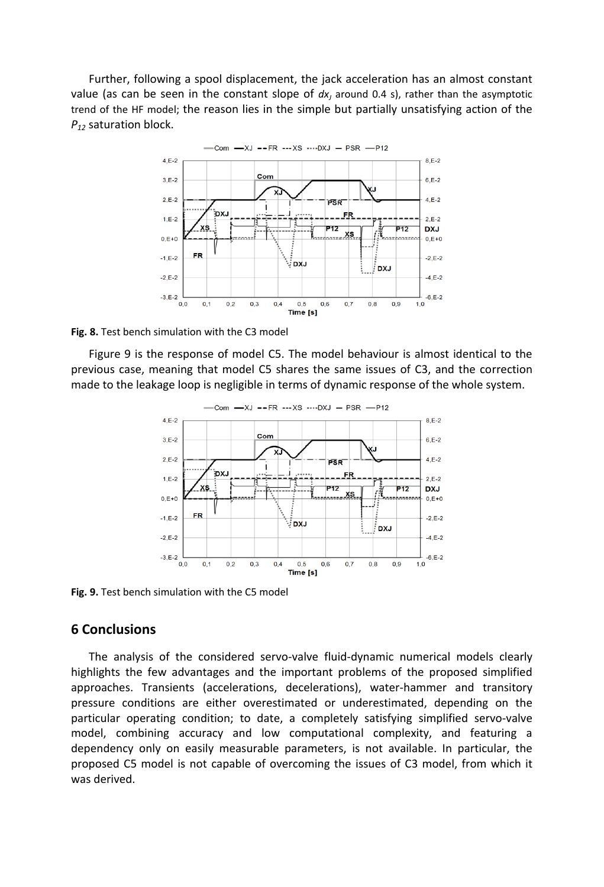Further, following a spool displacement, the jack acceleration has an almost constant value (as can be seen in the constant slope of $dx_J$ around 0.4 s), rather than the asymptotic trend of the HF model; the reason lies in the simple but partially unsatisfying action of the $P_{12}$ saturation block.

**Fig. 8.** Test bench simulation with the C3 model

Figure 9 is the response of model C5. The model behaviour is almost identical to the previous case, meaning that model C5 shares the same issues of C3, and the correction made to the leakage loop is negligible in terms of dynamic response of the whole system.

**Fig. 9.** Test bench simulation with the C5 model

## 6 Conclusions

The analysis of the considered servo-valve fluid-dynamic numerical models clearly highlights the few advantages and the important problems of the proposed simplified approaches. Transients (accelerations, decelerations), water-hammer and transitory pressure conditions are either overestimated or underestimated, depending on the particular operating condition; to date, a completely satisfying simplified servo-valve model, combining accuracy and low computational complexity, and featuring a dependency only on easily measurable parameters, is not available. In particular, the proposed C5 model is not capable of overcoming the issues of C3 model, from which it was derived.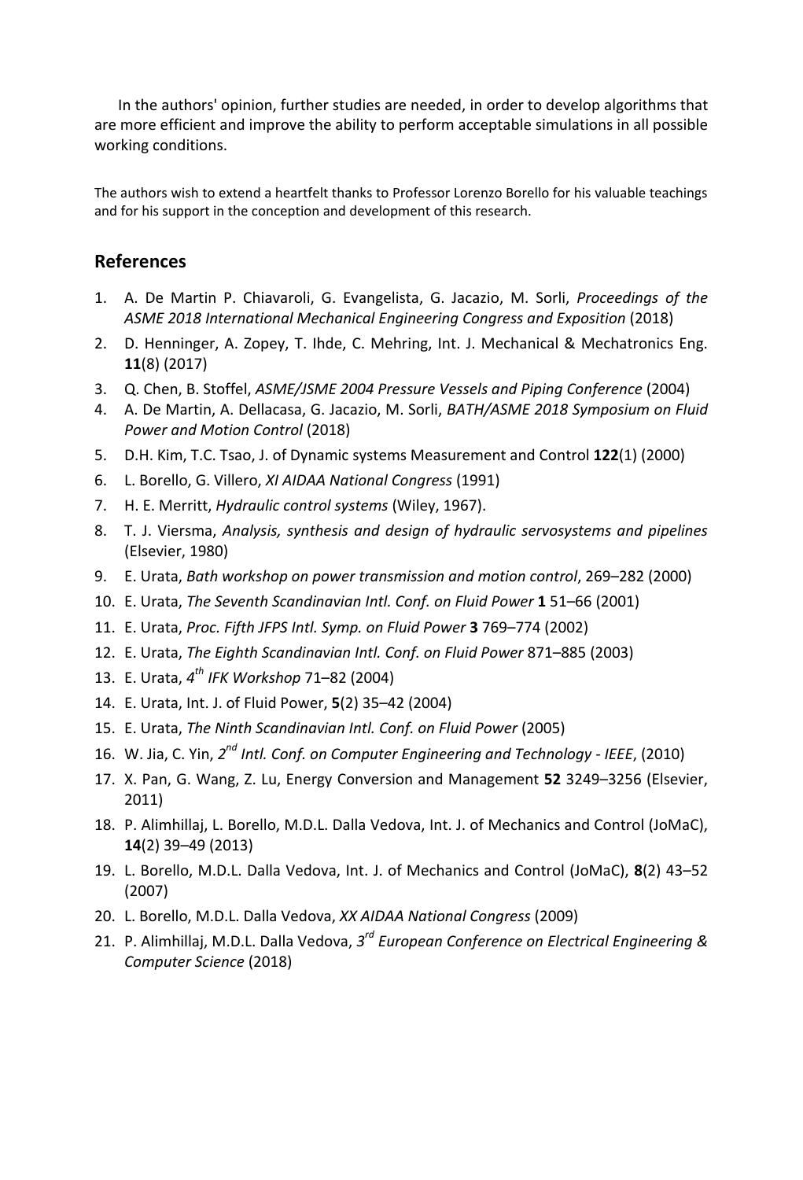In the authors' opinion, further studies are needed, in order to develop algorithms that are more efficient and improve the ability to perform acceptable simulations in all possible working conditions.

The authors wish to extend a heartfelt thanks to Professor Lorenzo Borello for his valuable teachings and for his support in the conception and development of this research.

## References

1. A. De Martin P. Chiavaroli, G. Evangelista, G. Jacazio, M. Sorli, *Proceedings of the ASME 2018 International Mechanical Engineering Congress and Exposition* (2018)
2. D. Henninger, A. Zopey, T. Ihde, C. Mehring, Int. J. Mechanical & Mechatronics Eng. **11**(8) (2017)
3. Q. Chen, B. Stoffel, *ASME/JSME 2004 Pressure Vessels and Piping Conference* (2004)
4. A. De Martin, A. Dellacasa, G. Jacazio, M. Sorli, *BATH/ASME 2018 Symposium on Fluid Power and Motion Control* (2018)
5. D.H. Kim, T.C. Tsao, J. of Dynamic systems Measurement and Control **122**(1) (2000)
6. L. Borello, G. Villero, *XI AIDAA National Congress* (1991)
7. H. E. Merritt, *Hydraulic control systems* (Wiley, 1967).
8. T. J. Viersma, *Analysis, synthesis and design of hydraulic servosystems and pipelines* (Elsevier, 1980)
9. E. Urata, *Bath workshop on power transmission and motion control*, 269–282 (2000)
10. E. Urata, *The Seventh Scandinavian Intl. Conf. on Fluid Power* **1** 51–66 (2001)
11. E. Urata, *Proc. Fifth JFPS Intl. Symp. on Fluid Power* **3** 769–774 (2002)
12. E. Urata, *The Eighth Scandinavian Intl. Conf. on Fluid Power* 871–885 (2003)
13. E. Urata, *4th IFK Workshop* 71–82 (2004)
14. E. Urata, Int. J. of Fluid Power, **5**(2) 35–42 (2004)
15. E. Urata, *The Ninth Scandinavian Intl. Conf. on Fluid Power* (2005)
16. W. Jia, C. Yin, *2nd Intl. Conf. on Computer Engineering and Technology - IEEE*, (2010)
17. X. Pan, G. Wang, Z. Lu, Energy Conversion and Management **52** 3249–3256 (Elsevier, 2011)
18. P. Alimhillaj, L. Borello, M.D.L. Dalla Vedova, Int. J. of Mechanics and Control (JoMaC), **14**(2) 39–49 (2013)
19. L. Borello, M.D.L. Dalla Vedova, Int. J. of Mechanics and Control (JoMaC), **8**(2) 43–52 (2007)
20. L. Borello, M.D.L. Dalla Vedova, *XX AIDAA National Congress* (2009)
21. P. Alimhillaj, M.D.L. Dalla Vedova, *3rd European Conference on Electrical Engineering & Computer Science* (2018)